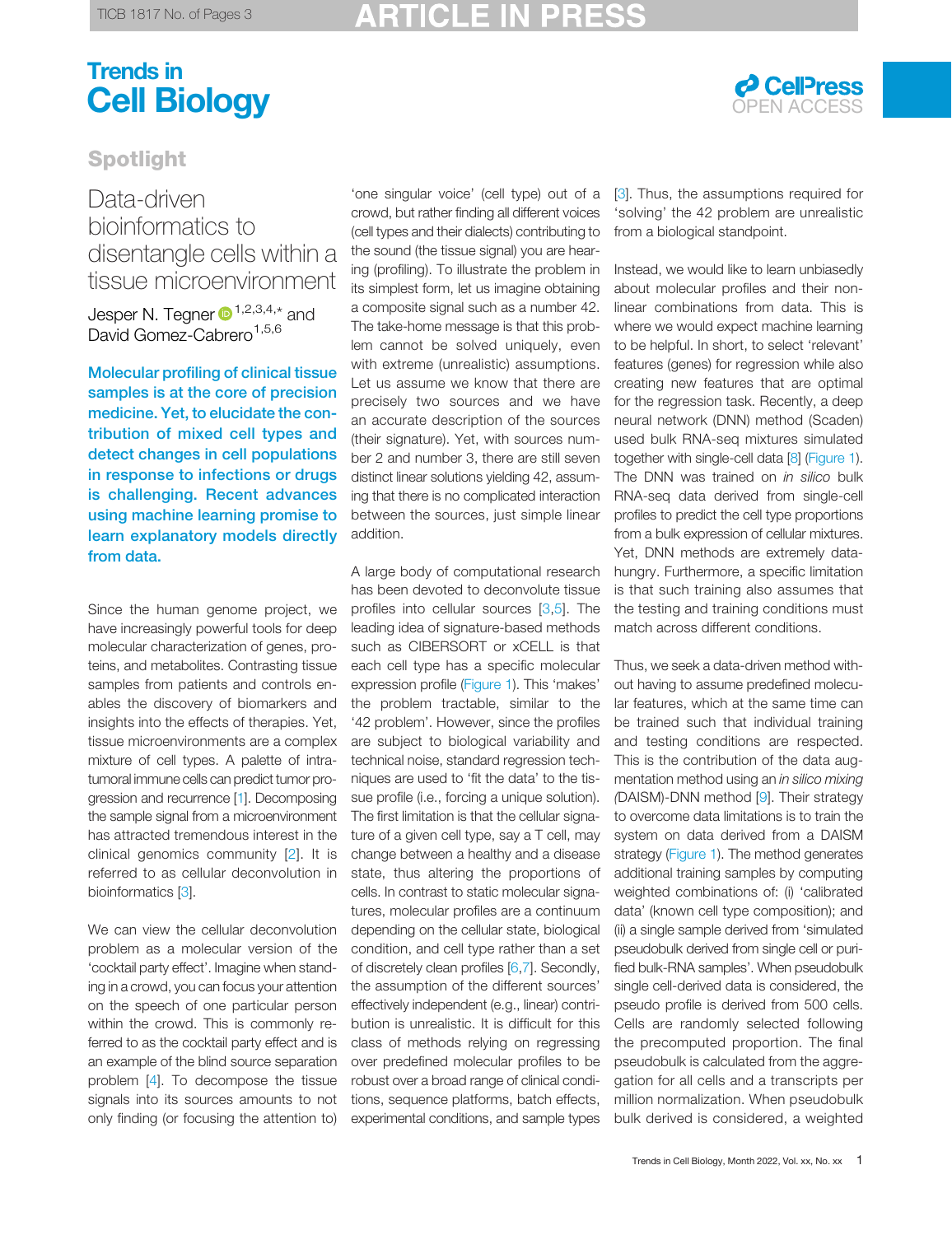Spotlight

# Data-driven bioinformatics to disentangle cells within a tissue microenvironment

Jesper N. Tegner[1,2,3,4,*] and David Gomez-Cabrero[1,5,6]

**Molecular profiling of clinical tissue samples is at the core of precision medicine. Yet, to elucidate the contribution of mixed cell types and detect changes in cell populations in response to infections or drugs is challenging. Recent advances using machine learning promise to learn explanatory models directly from data.**

Since the human genome project, we have increasingly powerful tools for deep molecular characterization of genes, proteins, and metabolites. Contrasting tissue samples from patients and controls enables the discovery of biomarkers and insights into the effects of therapies. Yet, tissue microenvironments are a complex mixture of cell types. A palette of intratumoral immune cells can predict tumor progression and recurrence [1]. Decomposing the sample signal from a microenvironment has attracted tremendous interest in the clinical genomics community [2]. It is referred to as cellular deconvolution in bioinformatics [3].

We can view the cellular deconvolution problem as a molecular version of the 'cocktail party effect'. Imagine when standing in a crowd, you can focus your attention on the speech of one particular person within the crowd. This is commonly referred to as the cocktail party effect and is an example of the blind source separation problem [4]. To decompose the tissue signals into its sources amounts to not only finding (or focusing the attention to) 'one singular voice' (cell type) out of a crowd, but rather finding all different voices (cell types and their dialects) contributing to the sound (the tissue signal) you are hearing (profiling). To illustrate the problem in its simplest form, let us imagine obtaining a composite signal such as a number 42. The take-home message is that this problem cannot be solved uniquely, even with extreme (unrealistic) assumptions. Let us assume we know that there are precisely two sources and we have an accurate description of the sources (their signature). Yet, with sources number 2 and number 3, there are still seven distinct linear solutions yielding 42, assuming that there is no complicated interaction between the sources, just simple linear addition.

A large body of computational research has been devoted to deconvolute tissue profiles into cellular sources [3,5]. The leading idea of signature-based methods such as CIBERSORT or xCELL is that each cell type has a specific molecular expression profile (Figure 1). This 'makes' the problem tractable, similar to the '42 problem'. However, since the profiles are subject to biological variability and technical noise, standard regression techniques are used to 'fit the data' to the tissue profile (i.e., forcing a unique solution). The first limitation is that the cellular signature of a given cell type, say a T cell, may change between a healthy and a disease state, thus altering the proportions of cells. In contrast to static molecular signatures, molecular profiles are a continuum depending on the cellular state, biological condition, and cell type rather than a set of discretely clean profiles [6,7]. Secondly, the assumption of the different sources' effectively independent (e.g., linear) contribution is unrealistic. It is difficult for this class of methods relying on regressing over predefined molecular profiles to be robust over a broad range of clinical conditions, sequence platforms, batch effects, experimental conditions, and sample types [3]. Thus, the assumptions required for 'solving' the 42 problem are unrealistic from a biological standpoint.

Instead, we would like to learn unbiasedly about molecular profiles and their nonlinear combinations from data. This is where we would expect machine learning to be helpful. In short, to select 'relevant' features (genes) for regression while also creating new features that are optimal for the regression task. Recently, a deep neural network (DNN) method (Scaden) used bulk RNA-seq mixtures simulated together with single-cell data [8] (Figure 1). The DNN was trained on *in silico* bulk RNA-seq data derived from single-cell profiles to predict the cell type proportions from a bulk expression of cellular mixtures. Yet, DNN methods are extremely data-hungry. Furthermore, a specific limitation is that such training also assumes that the testing and training conditions must match across different conditions.

Thus, we seek a data-driven method without having to assume predefined molecular features, which at the same time can be trained such that individual training and testing conditions are respected. This is the contribution of the data augmentation method using an *in silico mixing (*DAISM)-DNN method [9]. Their strategy to overcome data limitations is to train the system on data derived from a DAISM strategy (Figure 1). The method generates additional training samples by computing weighted combinations of: (i) 'calibrated data' (known cell type composition); and (ii) a single sample derived from 'simulated pseudobulk derived from single cell or purified bulk-RNA samples'. When pseudobulk single cell-derived data is considered, the pseudo profile is derived from 500 cells. Cells are randomly selected following the precomputed proportion. The final pseudobulk is calculated from the aggregation for all cells and a transcripts per million normalization. When pseudobulk bulk derived is considered, a weighted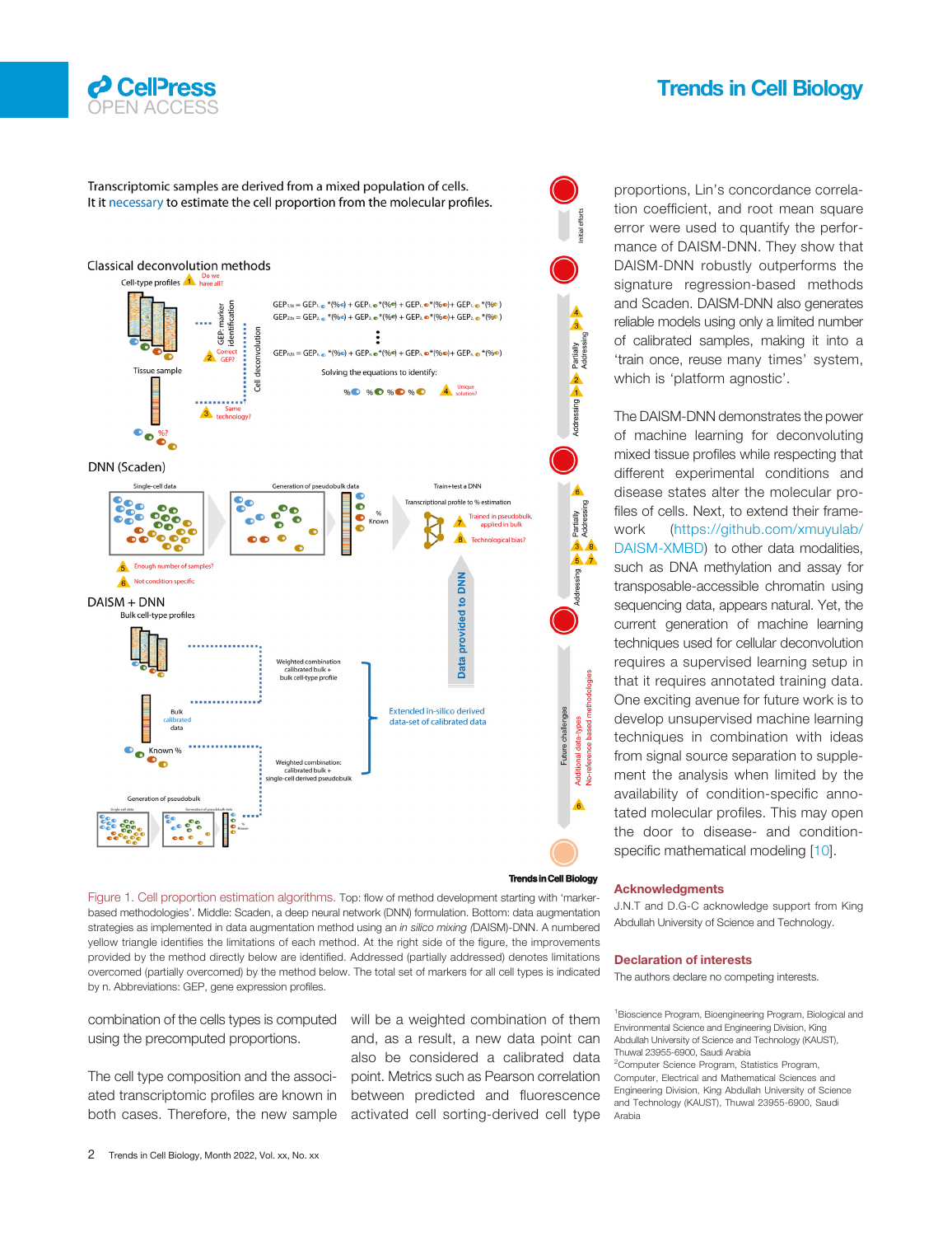Figure 1. Cell proportion estimation algorithms. Top: flow of method development starting with 'marker-based methodologies'. Middle: Scaden, a deep neural network (DNN) formulation. Bottom: data augmentation strategies as implemented in data augmentation method using an *in silico* mixing (DAISM)-DNN. A numbered yellow triangle identifies the limitations of each method. At the right side of the figure, the improvements provided by the method directly below are identified. Addressed (partially addressed) denotes limitations overcomed (partially overcomed) by the method below. The total set of markers for all cell types is indicated by n. Abbreviations: GEP, gene expression profiles.

combination of the cells types is computed using the precomputed proportions.

The cell type composition and the associated transcriptomic profiles are known in both cases. Therefore, the new sample will be a weighted combination of them and, as a result, a new data point can also be considered a calibrated data point. Metrics such as Pearson correlation between predicted and fluorescence activated cell sorting-derived cell type proportions, Lin's concordance correlation coefficient, and root mean square error were used to quantify the performance of DAISM-DNN. They show that DAISM-DNN robustly outperforms the signature regression-based methods and Scaden. DAISM-DNN also generates reliable models using only a limited number of calibrated samples, making it into a 'train once, reuse many times' system, which is 'platform agnostic'.

The DAISM-DNN demonstrates the power of machine learning for deconvoluting mixed tissue profiles while respecting that different experimental conditions and disease states alter the molecular profiles of cells. Next, to extend their framework (https://github.com/xmuyulab/DAISM-XMBD) to other data modalities, such as DNA methylation and assay for transposable-accessible chromatin using sequencing data, appears natural. Yet, the current generation of machine learning techniques used for cellular deconvolution requires a supervised learning setup in that it requires annotated training data. One exciting avenue for future work is to develop unsupervised machine learning techniques in combination with ideas from signal source separation to supplement the analysis when limited by the availability of condition-specific annotated molecular profiles. This may open the door to disease- and condition-specific mathematical modeling [10].

## Acknowledgments

J.N.T and D.G-C acknowledge support from King Abdullah University of Science and Technology.

## Declaration of interests

The authors declare no competing interests.

[1]Bioscience Program, Bioengineering Program, Biological and Environmental Science and Engineering Division, King Abdullah University of Science and Technology (KAUST), Thuwal 23955-6900, Saudi Arabia

[2]Computer Science Program, Statistics Program, Computer, Electrical and Mathematical Sciences and Engineering Division, King Abdullah University of Science and Technology (KAUST), Thuwal 23955-6900, Saudi Arabia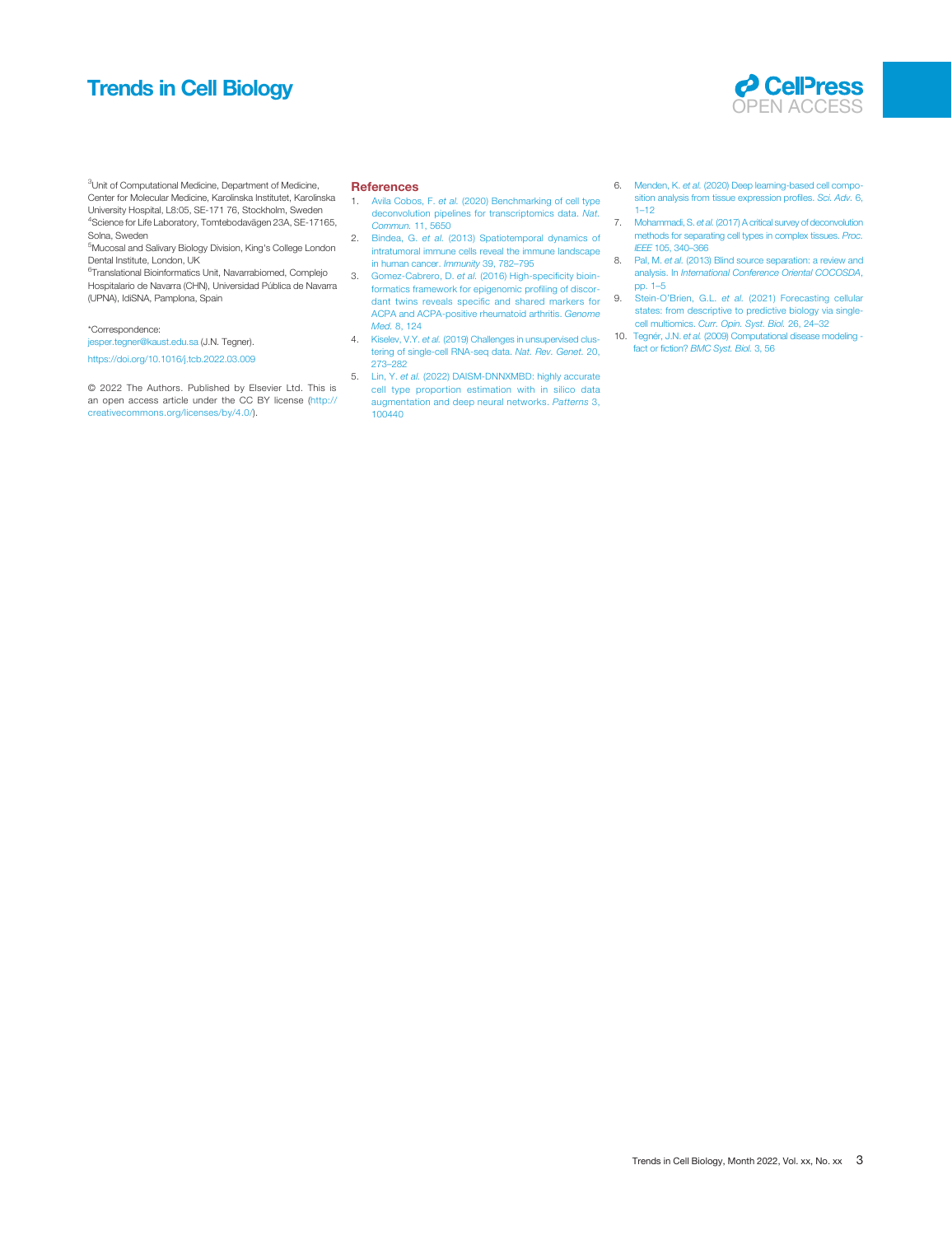[3]Unit of Computational Medicine, Department of Medicine, Center for Molecular Medicine, Karolinska Institutet, Karolinska University Hospital, L8:05, SE-171 76, Stockholm, Sweden
[4]Science for Life Laboratory, Tomtebodavägen 23A, SE-17165, Solna, Sweden
[5]Mucosal and Salivary Biology Division, King's College London Dental Institute, London, UK
[6]Translational Bioinformatics Unit, Navarrabiomed, Complejo Hospitalario de Navarra (CHN), Universidad Pública de Navarra (UPNA), IdiSNA, Pamplona, Spain

*Correspondence:
jesper.tegner@kaust.edu.sa (J.N. Tegner).

https://doi.org/10.1016/j.tcb.2022.03.009

© 2022 The Authors. Published by Elsevier Ltd. This is an open access article under the CC BY license (http://creativecommons.org/licenses/by/4.0/).

## References

1. Avila Cobos, F. *et al.* (2020) Benchmarking of cell type deconvolution pipelines for transcriptomics data. *Nat. Commun.* 11, 5650
2. Bindea, G. *et al.* (2013) Spatiotemporal dynamics of intratumoral immune cells reveal the immune landscape in human cancer. *Immunity* 39, 782–795
3. Gomez-Cabrero, D. *et al.* (2016) High-specificity bioinformatics framework for epigenomic profiling of discordant twins reveals specific and shared markers for ACPA and ACPA-positive rheumatoid arthritis. *Genome Med.* 8, 124
4. Kiselev, V.Y. *et al.* (2019) Challenges in unsupervised clustering of single-cell RNA-seq data. *Nat. Rev. Genet.* 20, 273–282
5. Lin, Y. *et al.* (2022) DAISM-DNNXMBD: highly accurate cell type proportion estimation with in silico data augmentation and deep neural networks. *Patterns* 3, 100440
6. Menden, K. *et al.* (2020) Deep learning-based cell composition analysis from tissue expression profiles. *Sci. Adv.* 6, 1–12
7. Mohammadi, S. *et al.* (2017) A critical survey of deconvolution methods for separating cell types in complex tissues. *Proc. IEEE* 105, 340–366
8. Pal, M. *et al.* (2013) Blind source separation: a review and analysis. In *International Conference Oriental COCOSDA*, pp. 1–5
9. Stein-O'Brien, G.L. *et al.* (2021) Forecasting cellular states: from descriptive to predictive biology via single-cell multiomics. *Curr. Opin. Syst. Biol.* 26, 24–32
10. Tegnér, J.N. *et al.* (2009) Computational disease modeling - fact or fiction? *BMC Syst. Biol.* 3, 56